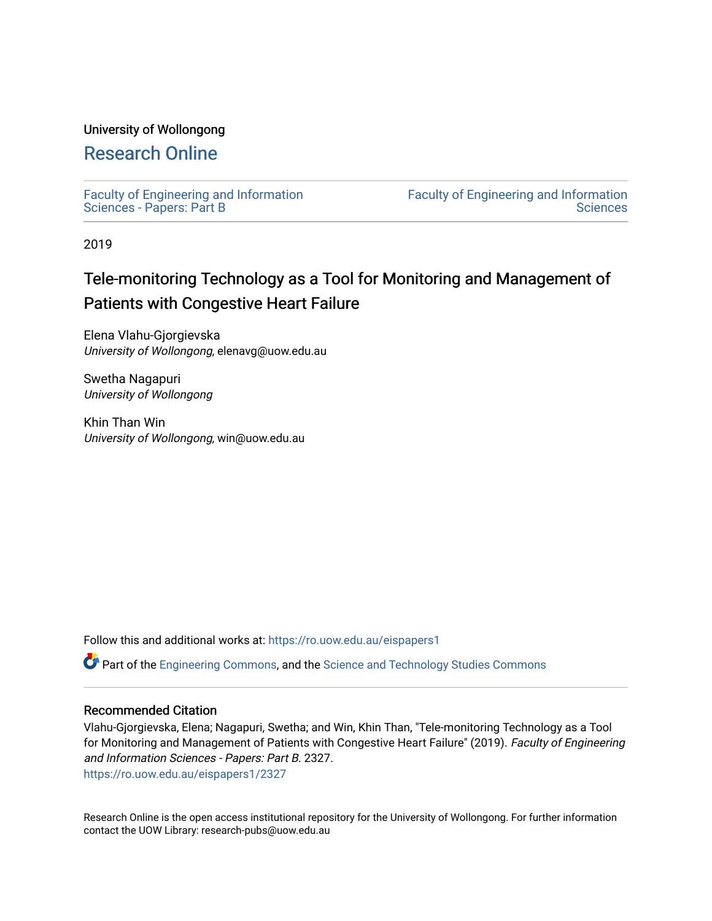University of Wollongong

# Research Online

Faculty of Engineering and Information Sciences - Papers: Part B

Faculty of Engineering and Information Sciences

2019

## Tele-monitoring Technology as a Tool for Monitoring and Management of Patients with Congestive Heart Failure

Elena Vlahu-Gjorgievska
*University of Wollongong*, elenavg@uow.edu.au

Swetha Nagapuri
*University of Wollongong*

Khin Than Win
*University of Wollongong*, win@uow.edu.au

Follow this and additional works at: https://ro.uow.edu.au/eispapers1

Part of the Engineering Commons, and the Science and Technology Studies Commons

### Recommended Citation

Vlahu-Gjorgievska, Elena; Nagapuri, Swetha; and Win, Khin Than, "Tele-monitoring Technology as a Tool for Monitoring and Management of Patients with Congestive Heart Failure" (2019). *Faculty of Engineering and Information Sciences - Papers: Part B*. 2327.
https://ro.uow.edu.au/eispapers1/2327

Research Online is the open access institutional repository for the University of Wollongong. For further information contact the UOW Library: research-pubs@uow.edu.au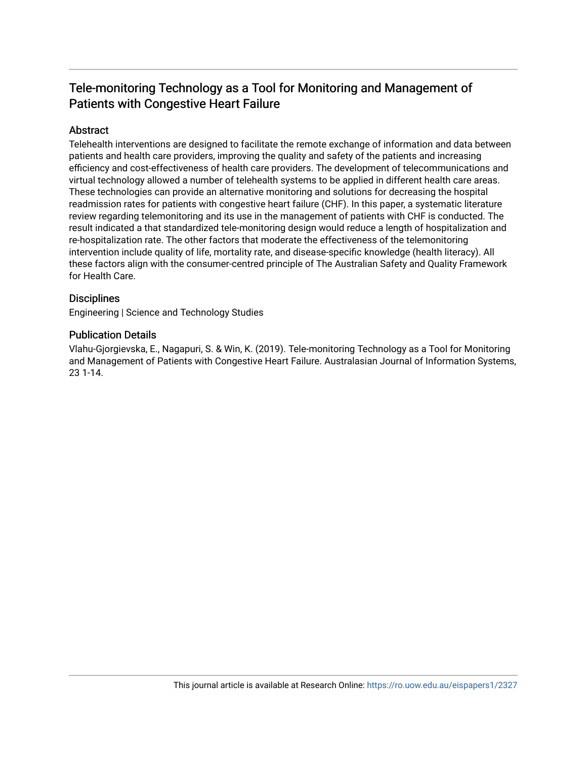# Tele-monitoring Technology as a Tool for Monitoring and Management of Patients with Congestive Heart Failure

## Abstract

Telehealth interventions are designed to facilitate the remote exchange of information and data between patients and health care providers, improving the quality and safety of the patients and increasing efficiency and cost-effectiveness of health care providers. The development of telecommunications and virtual technology allowed a number of telehealth systems to be applied in different health care areas. These technologies can provide an alternative monitoring and solutions for decreasing the hospital readmission rates for patients with congestive heart failure (CHF). In this paper, a systematic literature review regarding telemonitoring and its use in the management of patients with CHF is conducted. The result indicated a that standardized tele-monitoring design would reduce a length of hospitalization and re-hospitalization rate. The other factors that moderate the effectiveness of the telemonitoring intervention include quality of life, mortality rate, and disease-specific knowledge (health literacy). All these factors align with the consumer-centred principle of The Australian Safety and Quality Framework for Health Care.

## Disciplines

Engineering | Science and Technology Studies

## Publication Details

Vlahu-Gjorgievska, E., Nagapuri, S. & Win, K. (2019). Tele-monitoring Technology as a Tool for Monitoring and Management of Patients with Congestive Heart Failure. Australasian Journal of Information Systems, 23 1-14.

This journal article is available at Research Online: https://ro.uow.edu.au/eispapers1/2327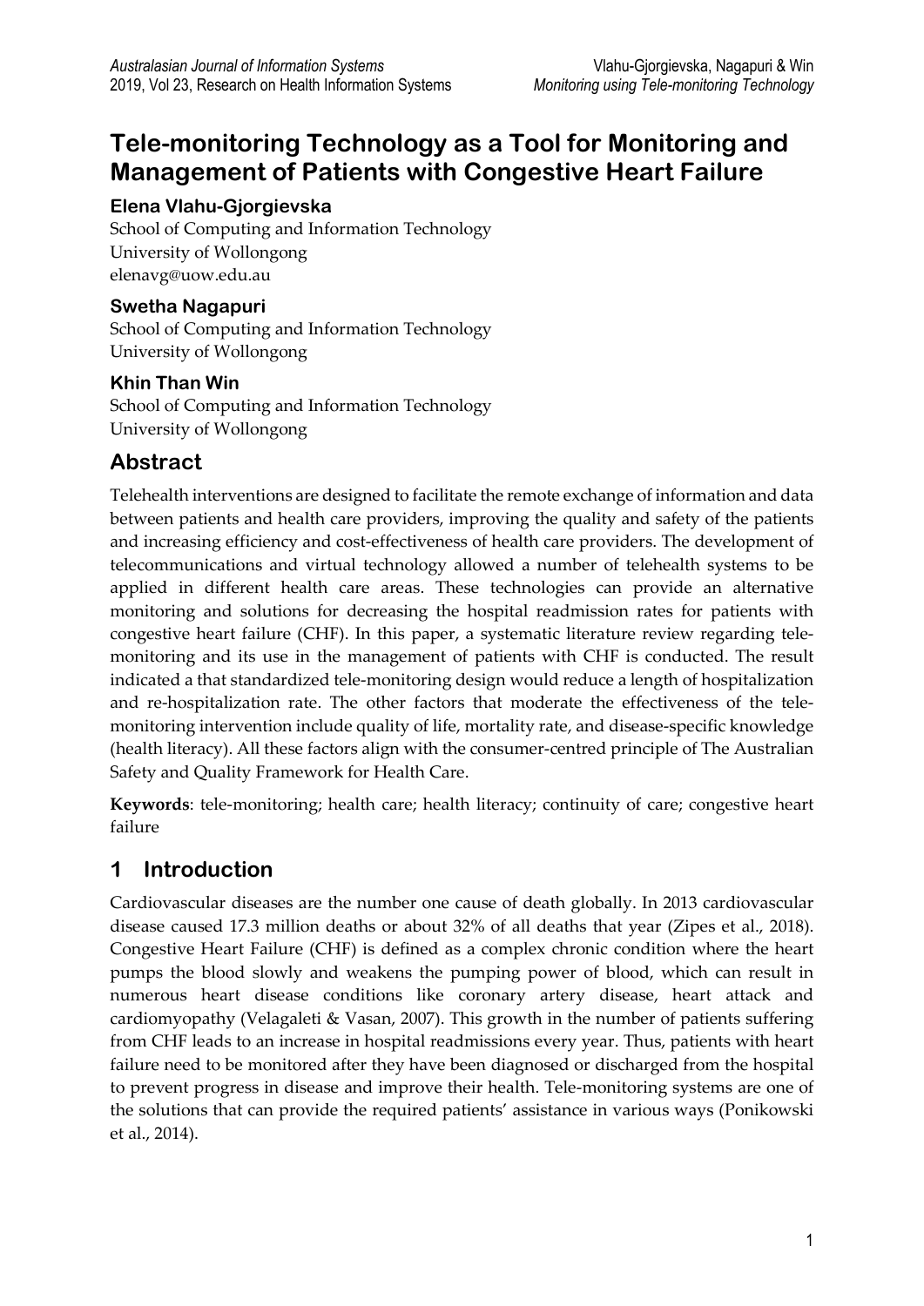# Tele-monitoring Technology as a Tool for Monitoring and Management of Patients with Congestive Heart Failure

**Elena Vlahu-Gjorgievska**
School of Computing and Information Technology
University of Wollongong
elenavg@uow.edu.au

**Swetha Nagapuri**
School of Computing and Information Technology
University of Wollongong

**Khin Than Win**
School of Computing and Information Technology
University of Wollongong

## Abstract

Telehealth interventions are designed to facilitate the remote exchange of information and data between patients and health care providers, improving the quality and safety of the patients and increasing efficiency and cost-effectiveness of health care providers. The development of telecommunications and virtual technology allowed a number of telehealth systems to be applied in different health care areas. These technologies can provide an alternative monitoring and solutions for decreasing the hospital readmission rates for patients with congestive heart failure (CHF). In this paper, a systematic literature review regarding tele-monitoring and its use in the management of patients with CHF is conducted. The result indicated a that standardized tele-monitoring design would reduce a length of hospitalization and re-hospitalization rate. The other factors that moderate the effectiveness of the tele-monitoring intervention include quality of life, mortality rate, and disease-specific knowledge (health literacy). All these factors align with the consumer-centred principle of The Australian Safety and Quality Framework for Health Care.

**Keywords**: tele-monitoring; health care; health literacy; continuity of care; congestive heart failure

## 1 Introduction

Cardiovascular diseases are the number one cause of death globally. In 2013 cardiovascular disease caused 17.3 million deaths or about 32% of all deaths that year (Zipes et al., 2018). Congestive Heart Failure (CHF) is defined as a complex chronic condition where the heart pumps the blood slowly and weakens the pumping power of blood, which can result in numerous heart disease conditions like coronary artery disease, heart attack and cardiomyopathy (Velagaleti & Vasan, 2007). This growth in the number of patients suffering from CHF leads to an increase in hospital readmissions every year. Thus, patients with heart failure need to be monitored after they have been diagnosed or discharged from the hospital to prevent progress in disease and improve their health. Tele-monitoring systems are one of the solutions that can provide the required patients' assistance in various ways (Ponikowski et al., 2014).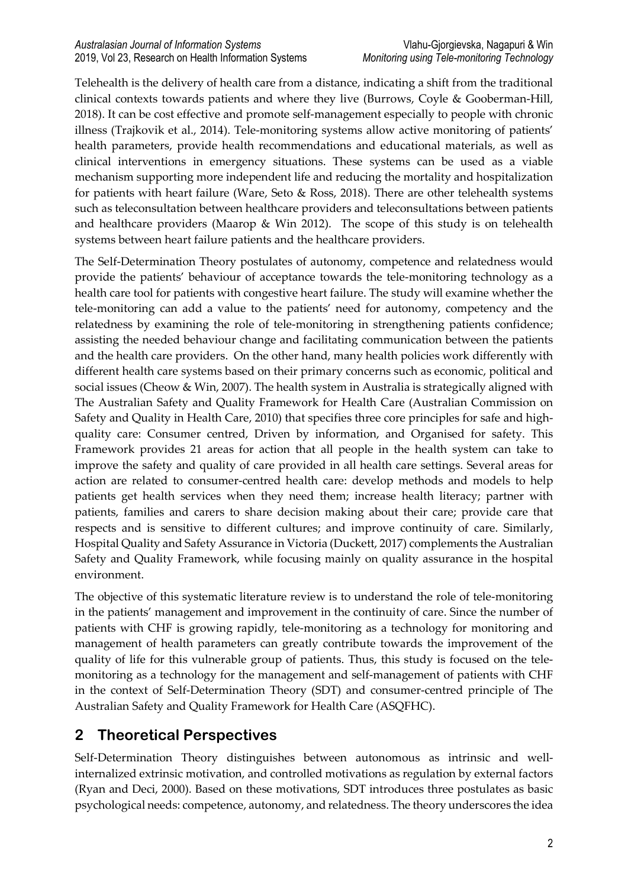Telehealth is the delivery of health care from a distance, indicating a shift from the traditional clinical contexts towards patients and where they live (Burrows, Coyle & Gooberman-Hill, 2018). It can be cost effective and promote self-management especially to people with chronic illness (Trajkovik et al., 2014). Tele-monitoring systems allow active monitoring of patients' health parameters, provide health recommendations and educational materials, as well as clinical interventions in emergency situations. These systems can be used as a viable mechanism supporting more independent life and reducing the mortality and hospitalization for patients with heart failure (Ware, Seto & Ross, 2018). There are other telehealth systems such as teleconsultation between healthcare providers and teleconsultations between patients and healthcare providers (Maarop & Win 2012). The scope of this study is on telehealth systems between heart failure patients and the healthcare providers.

The Self-Determination Theory postulates of autonomy, competence and relatedness would provide the patients' behaviour of acceptance towards the tele-monitoring technology as a health care tool for patients with congestive heart failure. The study will examine whether the tele-monitoring can add a value to the patients' need for autonomy, competency and the relatedness by examining the role of tele-monitoring in strengthening patients confidence; assisting the needed behaviour change and facilitating communication between the patients and the health care providers. On the other hand, many health policies work differently with different health care systems based on their primary concerns such as economic, political and social issues (Cheow & Win, 2007). The health system in Australia is strategically aligned with The Australian Safety and Quality Framework for Health Care (Australian Commission on Safety and Quality in Health Care, 2010) that specifies three core principles for safe and high-quality care: Consumer centred, Driven by information, and Organised for safety. This Framework provides 21 areas for action that all people in the health system can take to improve the safety and quality of care provided in all health care settings. Several areas for action are related to consumer-centred health care: develop methods and models to help patients get health services when they need them; increase health literacy; partner with patients, families and carers to share decision making about their care; provide care that respects and is sensitive to different cultures; and improve continuity of care. Similarly, Hospital Quality and Safety Assurance in Victoria (Duckett, 2017) complements the Australian Safety and Quality Framework, while focusing mainly on quality assurance in the hospital environment.

The objective of this systematic literature review is to understand the role of tele-monitoring in the patients' management and improvement in the continuity of care. Since the number of patients with CHF is growing rapidly, tele-monitoring as a technology for monitoring and management of health parameters can greatly contribute towards the improvement of the quality of life for this vulnerable group of patients. Thus, this study is focused on the tele-monitoring as a technology for the management and self-management of patients with CHF in the context of Self-Determination Theory (SDT) and consumer-centred principle of The Australian Safety and Quality Framework for Health Care (ASQFHC).

## 2 Theoretical Perspectives

Self-Determination Theory distinguishes between autonomous as intrinsic and well-internalized extrinsic motivation, and controlled motivations as regulation by external factors (Ryan and Deci, 2000). Based on these motivations, SDT introduces three postulates as basic psychological needs: competence, autonomy, and relatedness. The theory underscores the idea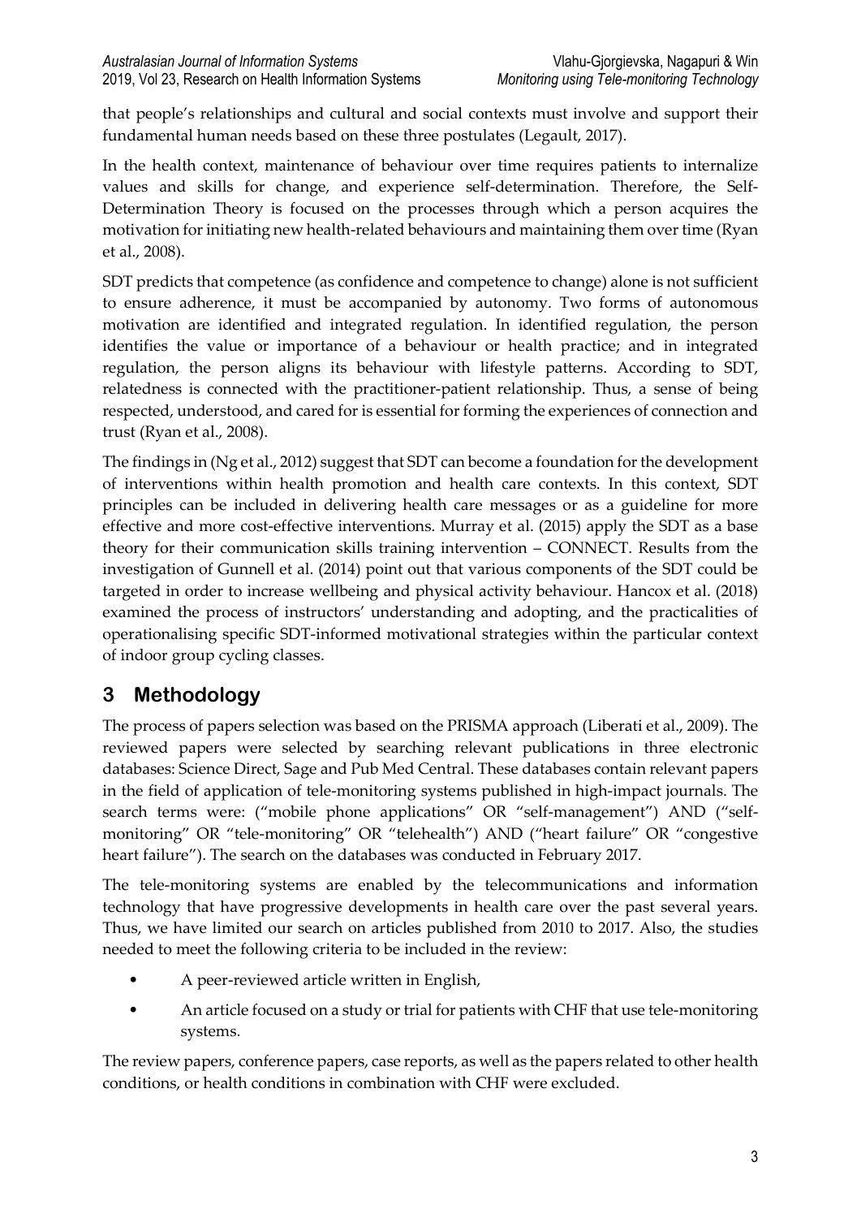that people's relationships and cultural and social contexts must involve and support their fundamental human needs based on these three postulates (Legault, 2017).

In the health context, maintenance of behaviour over time requires patients to internalize values and skills for change, and experience self-determination. Therefore, the Self-Determination Theory is focused on the processes through which a person acquires the motivation for initiating new health-related behaviours and maintaining them over time (Ryan et al., 2008).

SDT predicts that competence (as confidence and competence to change) alone is not sufficient to ensure adherence, it must be accompanied by autonomy. Two forms of autonomous motivation are identified and integrated regulation. In identified regulation, the person identifies the value or importance of a behaviour or health practice; and in integrated regulation, the person aligns its behaviour with lifestyle patterns. According to SDT, relatedness is connected with the practitioner-patient relationship. Thus, a sense of being respected, understood, and cared for is essential for forming the experiences of connection and trust (Ryan et al., 2008).

The findings in (Ng et al., 2012) suggest that SDT can become a foundation for the development of interventions within health promotion and health care contexts. In this context, SDT principles can be included in delivering health care messages or as a guideline for more effective and more cost-effective interventions. Murray et al. (2015) apply the SDT as a base theory for their communication skills training intervention – CONNECT. Results from the investigation of Gunnell et al. (2014) point out that various components of the SDT could be targeted in order to increase wellbeing and physical activity behaviour. Hancox et al. (2018) examined the process of instructors' understanding and adopting, and the practicalities of operationalising specific SDT-informed motivational strategies within the particular context of indoor group cycling classes.

## 3 Methodology

The process of papers selection was based on the PRISMA approach (Liberati et al., 2009). The reviewed papers were selected by searching relevant publications in three electronic databases: Science Direct, Sage and Pub Med Central. These databases contain relevant papers in the field of application of tele-monitoring systems published in high-impact journals. The search terms were: ("mobile phone applications" OR "self-management") AND ("self-monitoring" OR "tele-monitoring" OR "telehealth") AND ("heart failure" OR "congestive heart failure"). The search on the databases was conducted in February 2017.

The tele-monitoring systems are enabled by the telecommunications and information technology that have progressive developments in health care over the past several years. Thus, we have limited our search on articles published from 2010 to 2017. Also, the studies needed to meet the following criteria to be included in the review:

- A peer-reviewed article written in English,
- An article focused on a study or trial for patients with CHF that use tele-monitoring systems.

The review papers, conference papers, case reports, as well as the papers related to other health conditions, or health conditions in combination with CHF were excluded.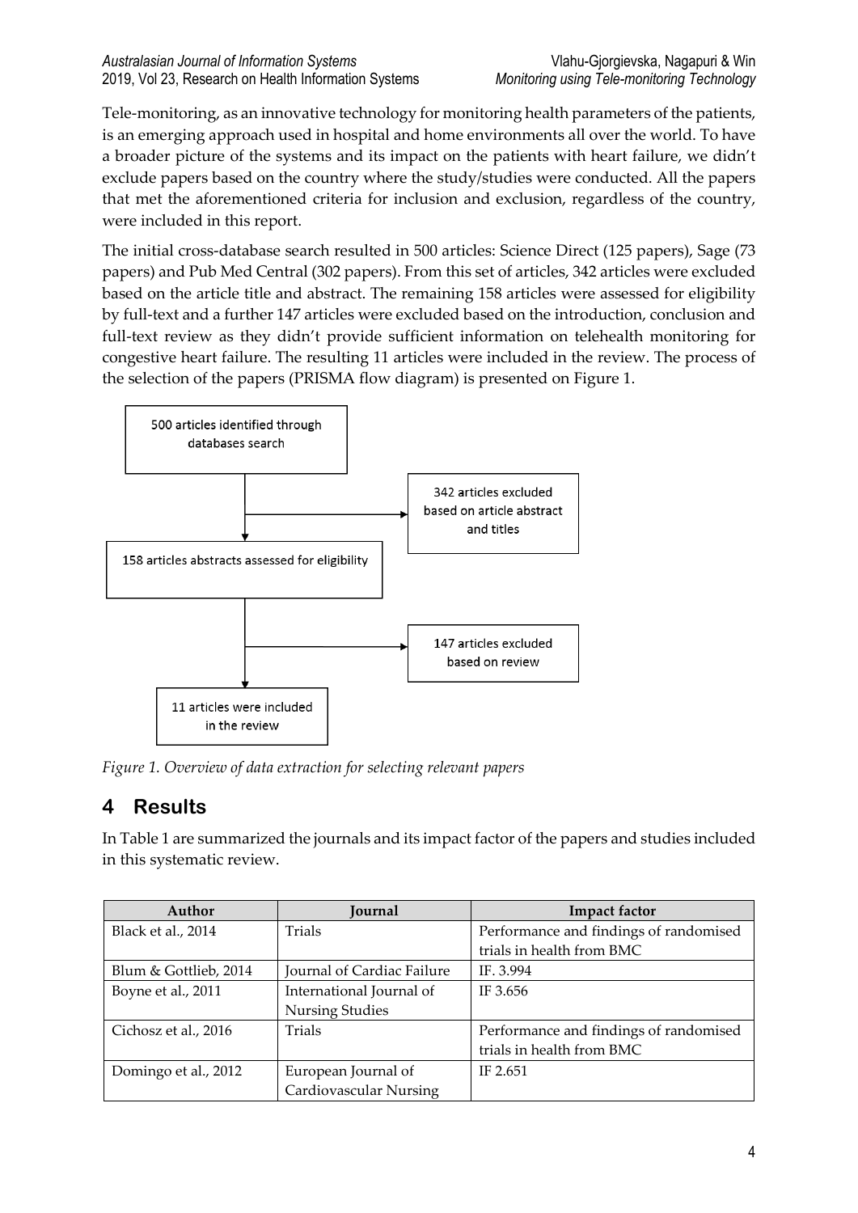Tele-monitoring, as an innovative technology for monitoring health parameters of the patients, is an emerging approach used in hospital and home environments all over the world. To have a broader picture of the systems and its impact on the patients with heart failure, we didn't exclude papers based on the country where the study/studies were conducted. All the papers that met the aforementioned criteria for inclusion and exclusion, regardless of the country, were included in this report.

The initial cross-database search resulted in 500 articles: Science Direct (125 papers), Sage (73 papers) and Pub Med Central (302 papers). From this set of articles, 342 articles were excluded based on the article title and abstract. The remaining 158 articles were assessed for eligibility by full-text and a further 147 articles were excluded based on the introduction, conclusion and full-text review as they didn't provide sufficient information on telehealth monitoring for congestive heart failure. The resulting 11 articles were included in the review. The process of the selection of the papers (PRISMA flow diagram) is presented on Figure 1.

500 articles identified through databases search

342 articles excluded based on article abstract and titles

158 articles abstracts assessed for eligibility

147 articles excluded based on review

11 articles were included in the review

*Figure 1. Overview of data extraction for selecting relevant papers*

## 4 Results

In Table 1 are summarized the journals and its impact factor of the papers and studies included in this systematic review.

| Author | Journal | Impact factor |
|---|---|---|
| Black et al., 2014 | Trials | Performance and findings of randomised trials in health from BMC |
| Blum & Gottlieb, 2014 | Journal of Cardiac Failure | IF. 3.994 |
| Boyne et al., 2011 | International Journal of Nursing Studies | IF 3.656 |
| Cichosz et al., 2016 | Trials | Performance and findings of randomised trials in health from BMC |
| Domingo et al., 2012 | European Journal of Cardiovascular Nursing | IF 2.651 |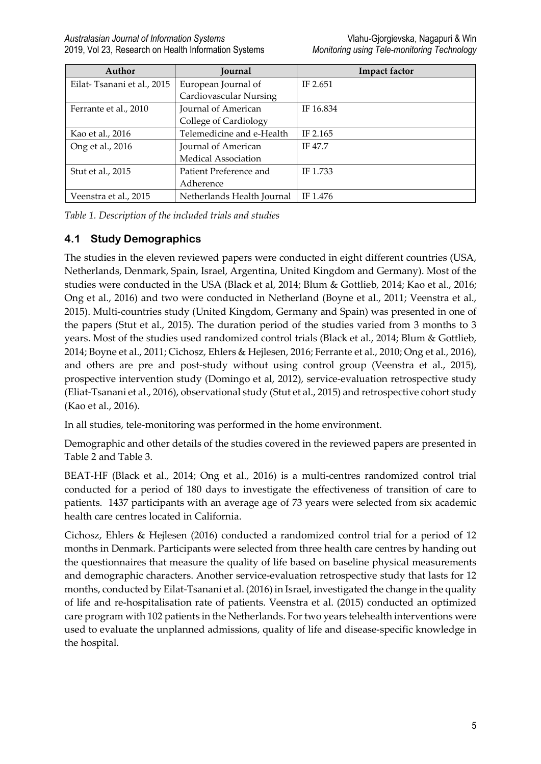| Author | Journal | Impact factor |
| --- | --- | --- |
| Eilat- Tsanani et al., 2015 | European Journal of Cardiovascular Nursing | IF 2.651 |
| Ferrante et al., 2010 | Journal of American College of Cardiology | IF 16.834 |
| Kao et al., 2016 | Telemedicine and e-Health | IF 2.165 |
| Ong et al., 2016 | Journal of American Medical Association | IF 47.7 |
| Stut et al., 2015 | Patient Preference and Adherence | IF 1.733 |
| Veenstra et al., 2015 | Netherlands Health Journal | IF 1.476 |

*Table 1. Description of the included trials and studies*

## 4.1 Study Demographics

The studies in the eleven reviewed papers were conducted in eight different countries (USA, Netherlands, Denmark, Spain, Israel, Argentina, United Kingdom and Germany). Most of the studies were conducted in the USA (Black et al, 2014; Blum & Gottlieb, 2014; Kao et al., 2016; Ong et al., 2016) and two were conducted in Netherland (Boyne et al., 2011; Veenstra et al., 2015). Multi-countries study (United Kingdom, Germany and Spain) was presented in one of the papers (Stut et al., 2015). The duration period of the studies varied from 3 months to 3 years. Most of the studies used randomized control trials (Black et al., 2014; Blum & Gottlieb, 2014; Boyne et al., 2011; Cichosz, Ehlers & Hejlesen, 2016; Ferrante et al., 2010; Ong et al., 2016), and others are pre and post-study without using control group (Veenstra et al., 2015), prospective intervention study (Domingo et al, 2012), service-evaluation retrospective study (Eliat-Tsanani et al., 2016), observational study (Stut et al., 2015) and retrospective cohort study (Kao et al., 2016).

In all studies, tele-monitoring was performed in the home environment.

Demographic and other details of the studies covered in the reviewed papers are presented in Table 2 and Table 3.

BEAT-HF (Black et al., 2014; Ong et al., 2016) is a multi-centres randomized control trial conducted for a period of 180 days to investigate the effectiveness of transition of care to patients. 1437 participants with an average age of 73 years were selected from six academic health care centres located in California.

Cichosz, Ehlers & Hejlesen (2016) conducted a randomized control trial for a period of 12 months in Denmark. Participants were selected from three health care centres by handing out the questionnaires that measure the quality of life based on baseline physical measurements and demographic characters. Another service-evaluation retrospective study that lasts for 12 months, conducted by Eilat-Tsanani et al. (2016) in Israel, investigated the change in the quality of life and re-hospitalisation rate of patients. Veenstra et al. (2015) conducted an optimized care program with 102 patients in the Netherlands. For two years telehealth interventions were used to evaluate the unplanned admissions, quality of life and disease-specific knowledge in the hospital.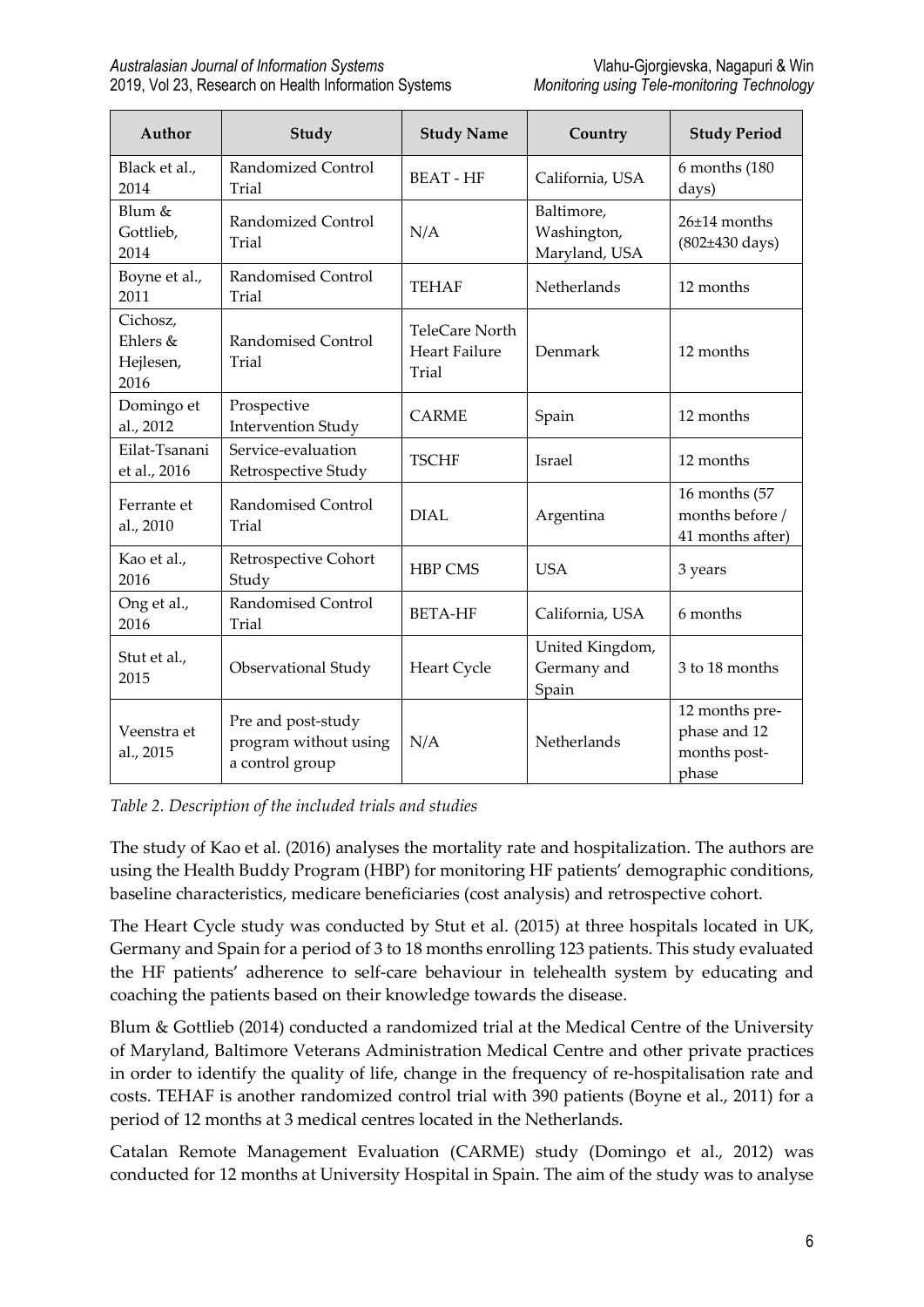| Author | Study | Study Name | Country | Study Period |
|---|---|---|---|---|
| Black et al., 2014 | Randomized Control Trial | BEAT - HF | California, USA | 6 months (180 days) |
| Blum & Gottlieb, 2014 | Randomized Control Trial | N/A | Baltimore, Washington, Maryland, USA | 26±14 months (802±430 days) |
| Boyne et al., 2011 | Randomised Control Trial | TEHAF | Netherlands | 12 months |
| Cichosz, Ehlers & Hejlesen, 2016 | Randomised Control Trial | TeleCare North Heart Failure Trial | Denmark | 12 months |
| Domingo et al., 2012 | Prospective Intervention Study | CARME | Spain | 12 months |
| Eilat-Tsanani et al., 2016 | Service-evaluation Retrospective Study | TSCHF | Israel | 12 months |
| Ferrante et al., 2010 | Randomised Control Trial | DIAL | Argentina | 16 months (57 months before / 41 months after) |
| Kao et al., 2016 | Retrospective Cohort Study | HBP CMS | USA | 3 years |
| Ong et al., 2016 | Randomised Control Trial | BETA-HF | California, USA | 6 months |
| Stut et al., 2015 | Observational Study | Heart Cycle | United Kingdom, Germany and Spain | 3 to 18 months |
| Veenstra et al., 2015 | Pre and post-study program without using a control group | N/A | Netherlands | 12 months pre-phase and 12 months post-phase |

*Table 2. Description of the included trials and studies*

The study of Kao et al. (2016) analyses the mortality rate and hospitalization. The authors are using the Health Buddy Program (HBP) for monitoring HF patients' demographic conditions, baseline characteristics, medicare beneficiaries (cost analysis) and retrospective cohort.

The Heart Cycle study was conducted by Stut et al. (2015) at three hospitals located in UK, Germany and Spain for a period of 3 to 18 months enrolling 123 patients. This study evaluated the HF patients' adherence to self-care behaviour in telehealth system by educating and coaching the patients based on their knowledge towards the disease.

Blum & Gottlieb (2014) conducted a randomized trial at the Medical Centre of the University of Maryland, Baltimore Veterans Administration Medical Centre and other private practices in order to identify the quality of life, change in the frequency of re-hospitalisation rate and costs. TEHAF is another randomized control trial with 390 patients (Boyne et al., 2011) for a period of 12 months at 3 medical centres located in the Netherlands.

Catalan Remote Management Evaluation (CARME) study (Domingo et al., 2012) was conducted for 12 months at University Hospital in Spain. The aim of the study was to analyse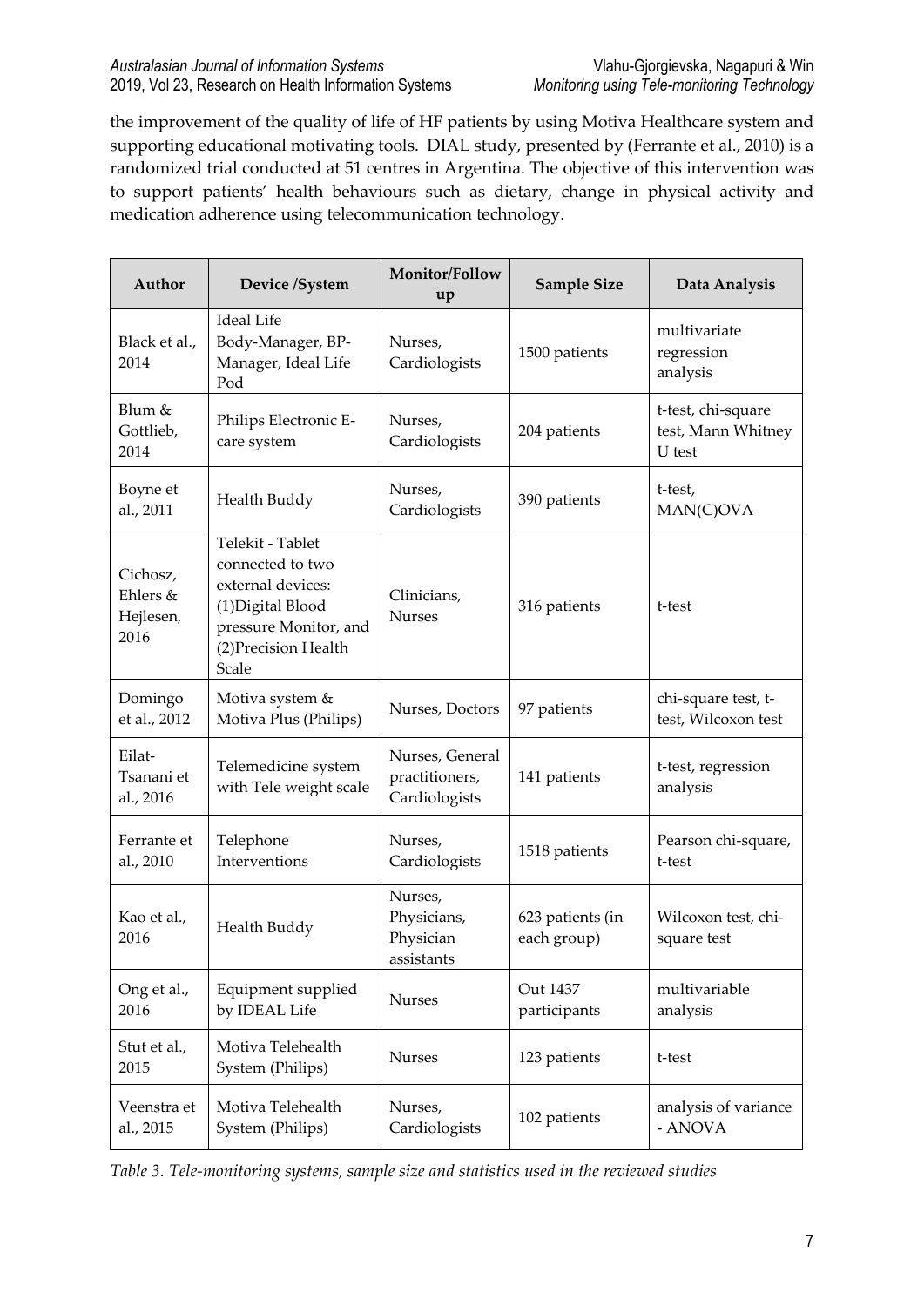the improvement of the quality of life of HF patients by using Motiva Healthcare system and supporting educational motivating tools. DIAL study, presented by (Ferrante et al., 2010) is a randomized trial conducted at 51 centres in Argentina. The objective of this intervention was to support patients' health behaviours such as dietary, change in physical activity and medication adherence using telecommunication technology.

| Author | Device /System | Monitor/Follow up | Sample Size | Data Analysis |
|---|---|---|---|---|
| Black et al., 2014 | Ideal Life Body-Manager, BP-Manager, Ideal Life Pod | Nurses, Cardiologists | 1500 patients | multivariate regression analysis |
| Blum & Gottlieb, 2014 | Philips Electronic E-care system | Nurses, Cardiologists | 204 patients | t-test, chi-square test, Mann Whitney U test |
| Boyne et al., 2011 | Health Buddy | Nurses, Cardiologists | 390 patients | t-test, MAN(C)OVA |
| Cichosz, Ehlers & Hejlesen, 2016 | Telekit - Tablet connected to two external devices: (1)Digital Blood pressure Monitor, and (2)Precision Health Scale | Clinicians, Nurses | 316 patients | t-test |
| Domingo et al., 2012 | Motiva system & Motiva Plus (Philips) | Nurses, Doctors | 97 patients | chi-square test, t-test, Wilcoxon test |
| Eilat-Tsanani et al., 2016 | Telemedicine system with Tele weight scale | Nurses, General practitioners, Cardiologists | 141 patients | t-test, regression analysis |
| Ferrante et al., 2010 | Telephone Interventions | Nurses, Cardiologists | 1518 patients | Pearson chi-square, t-test |
| Kao et al., 2016 | Health Buddy | Nurses, Physicians, Physician assistants | 623 patients (in each group) | Wilcoxon test, chi-square test |
| Ong et al., 2016 | Equipment supplied by IDEAL Life | Nurses | Out 1437 participants | multivariable analysis |
| Stut et al., 2015 | Motiva Telehealth System (Philips) | Nurses | 123 patients | t-test |
| Veenstra et al., 2015 | Motiva Telehealth System (Philips) | Nurses, Cardiologists | 102 patients | analysis of variance - ANOVA |

*Table 3. Tele-monitoring systems, sample size and statistics used in the reviewed studies*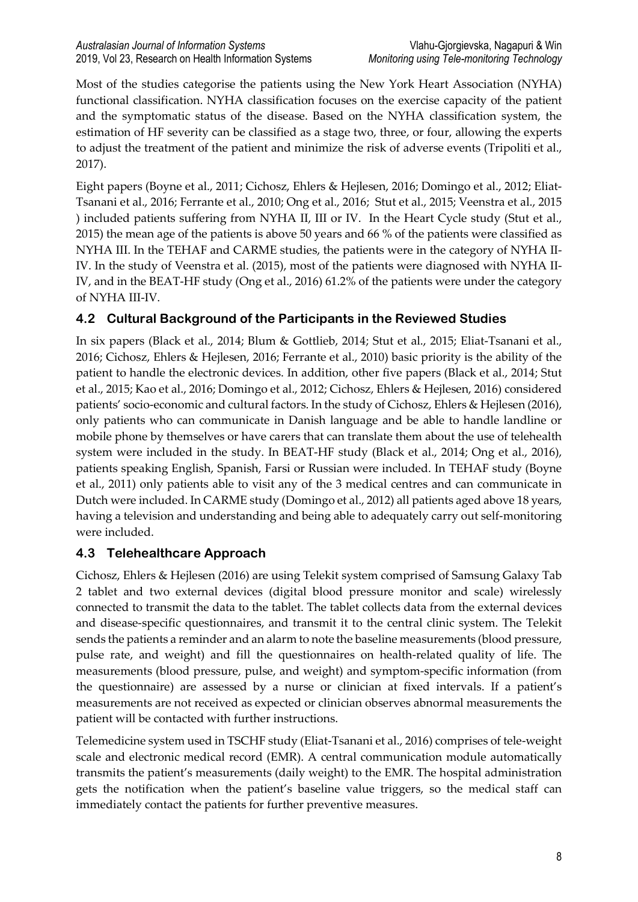Most of the studies categorise the patients using the New York Heart Association (NYHA) functional classification. NYHA classification focuses on the exercise capacity of the patient and the symptomatic status of the disease. Based on the NYHA classification system, the estimation of HF severity can be classified as a stage two, three, or four, allowing the experts to adjust the treatment of the patient and minimize the risk of adverse events (Tripoliti et al., 2017).

Eight papers (Boyne et al., 2011; Cichosz, Ehlers & Hejlesen, 2016; Domingo et al., 2012; Eliat-Tsanani et al., 2016; Ferrante et al., 2010; Ong et al., 2016; Stut et al., 2015; Veenstra et al., 2015 ) included patients suffering from NYHA II, III or IV. In the Heart Cycle study (Stut et al., 2015) the mean age of the patients is above 50 years and 66 % of the patients were classified as NYHA III. In the TEHAF and CARME studies, the patients were in the category of NYHA II-IV. In the study of Veenstra et al. (2015), most of the patients were diagnosed with NYHA II-IV, and in the BEAT-HF study (Ong et al., 2016) 61.2% of the patients were under the category of NYHA III-IV.

## 4.2 Cultural Background of the Participants in the Reviewed Studies

In six papers (Black et al., 2014; Blum & Gottlieb, 2014; Stut et al., 2015; Eliat-Tsanani et al., 2016; Cichosz, Ehlers & Hejlesen, 2016; Ferrante et al., 2010) basic priority is the ability of the patient to handle the electronic devices. In addition, other five papers (Black et al., 2014; Stut et al., 2015; Kao et al., 2016; Domingo et al., 2012; Cichosz, Ehlers & Hejlesen, 2016) considered patients' socio-economic and cultural factors. In the study of Cichosz, Ehlers & Hejlesen (2016), only patients who can communicate in Danish language and be able to handle landline or mobile phone by themselves or have carers that can translate them about the use of telehealth system were included in the study. In BEAT-HF study (Black et al., 2014; Ong et al., 2016), patients speaking English, Spanish, Farsi or Russian were included. In TEHAF study (Boyne et al., 2011) only patients able to visit any of the 3 medical centres and can communicate in Dutch were included. In CARME study (Domingo et al., 2012) all patients aged above 18 years, having a television and understanding and being able to adequately carry out self-monitoring were included.

## 4.3 Telehealthcare Approach

Cichosz, Ehlers & Hejlesen (2016) are using Telekit system comprised of Samsung Galaxy Tab 2 tablet and two external devices (digital blood pressure monitor and scale) wirelessly connected to transmit the data to the tablet. The tablet collects data from the external devices and disease-specific questionnaires, and transmit it to the central clinic system. The Telekit sends the patients a reminder and an alarm to note the baseline measurements (blood pressure, pulse rate, and weight) and fill the questionnaires on health-related quality of life. The measurements (blood pressure, pulse, and weight) and symptom-specific information (from the questionnaire) are assessed by a nurse or clinician at fixed intervals. If a patient's measurements are not received as expected or clinician observes abnormal measurements the patient will be contacted with further instructions.

Telemedicine system used in TSCHF study (Eliat-Tsanani et al., 2016) comprises of tele-weight scale and electronic medical record (EMR). A central communication module automatically transmits the patient's measurements (daily weight) to the EMR. The hospital administration gets the notification when the patient's baseline value triggers, so the medical staff can immediately contact the patients for further preventive measures.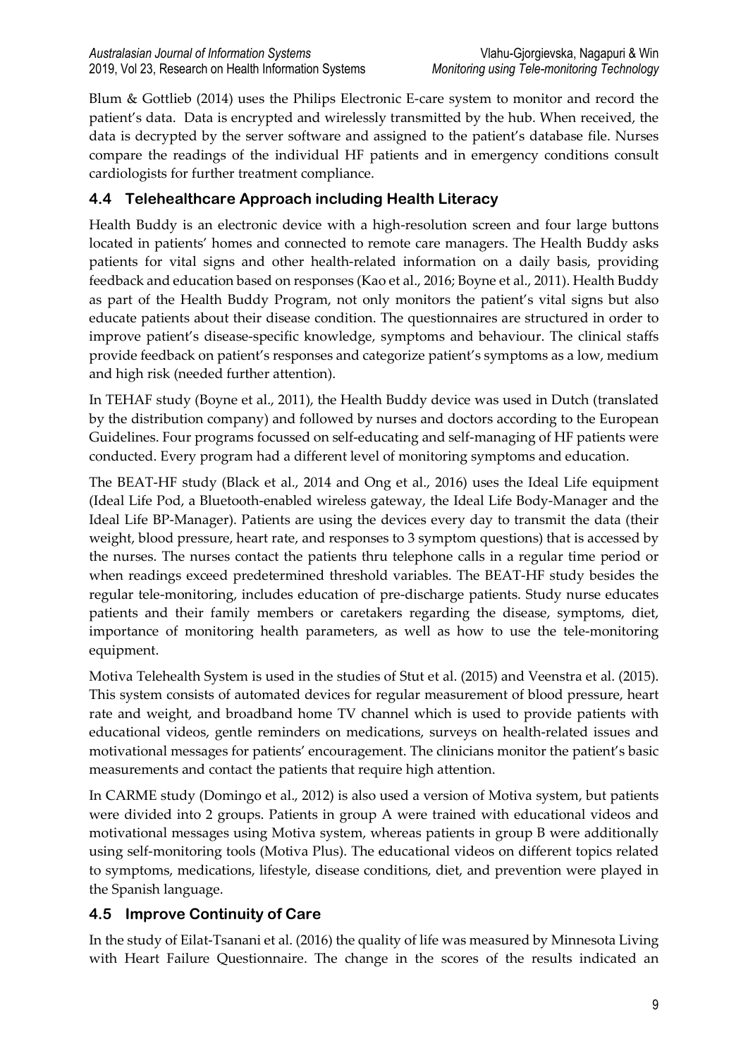Blum & Gottlieb (2014) uses the Philips Electronic E-care system to monitor and record the patient's data. Data is encrypted and wirelessly transmitted by the hub. When received, the data is decrypted by the server software and assigned to the patient's database file. Nurses compare the readings of the individual HF patients and in emergency conditions consult cardiologists for further treatment compliance.

## 4.4 Telehealthcare Approach including Health Literacy

Health Buddy is an electronic device with a high-resolution screen and four large buttons located in patients' homes and connected to remote care managers. The Health Buddy asks patients for vital signs and other health-related information on a daily basis, providing feedback and education based on responses (Kao et al., 2016; Boyne et al., 2011). Health Buddy as part of the Health Buddy Program, not only monitors the patient's vital signs but also educate patients about their disease condition. The questionnaires are structured in order to improve patient's disease-specific knowledge, symptoms and behaviour. The clinical staffs provide feedback on patient's responses and categorize patient's symptoms as a low, medium and high risk (needed further attention).

In TEHAF study (Boyne et al., 2011), the Health Buddy device was used in Dutch (translated by the distribution company) and followed by nurses and doctors according to the European Guidelines. Four programs focussed on self-educating and self-managing of HF patients were conducted. Every program had a different level of monitoring symptoms and education.

The BEAT-HF study (Black et al., 2014 and Ong et al., 2016) uses the Ideal Life equipment (Ideal Life Pod, a Bluetooth-enabled wireless gateway, the Ideal Life Body-Manager and the Ideal Life BP-Manager). Patients are using the devices every day to transmit the data (their weight, blood pressure, heart rate, and responses to 3 symptom questions) that is accessed by the nurses. The nurses contact the patients thru telephone calls in a regular time period or when readings exceed predetermined threshold variables. The BEAT-HF study besides the regular tele-monitoring, includes education of pre-discharge patients. Study nurse educates patients and their family members or caretakers regarding the disease, symptoms, diet, importance of monitoring health parameters, as well as how to use the tele-monitoring equipment.

Motiva Telehealth System is used in the studies of Stut et al. (2015) and Veenstra et al. (2015). This system consists of automated devices for regular measurement of blood pressure, heart rate and weight, and broadband home TV channel which is used to provide patients with educational videos, gentle reminders on medications, surveys on health-related issues and motivational messages for patients' encouragement. The clinicians monitor the patient's basic measurements and contact the patients that require high attention.

In CARME study (Domingo et al., 2012) is also used a version of Motiva system, but patients were divided into 2 groups. Patients in group A were trained with educational videos and motivational messages using Motiva system, whereas patients in group B were additionally using self-monitoring tools (Motiva Plus). The educational videos on different topics related to symptoms, medications, lifestyle, disease conditions, diet, and prevention were played in the Spanish language.

## 4.5 Improve Continuity of Care

In the study of Eilat-Tsanani et al. (2016) the quality of life was measured by Minnesota Living with Heart Failure Questionnaire. The change in the scores of the results indicated an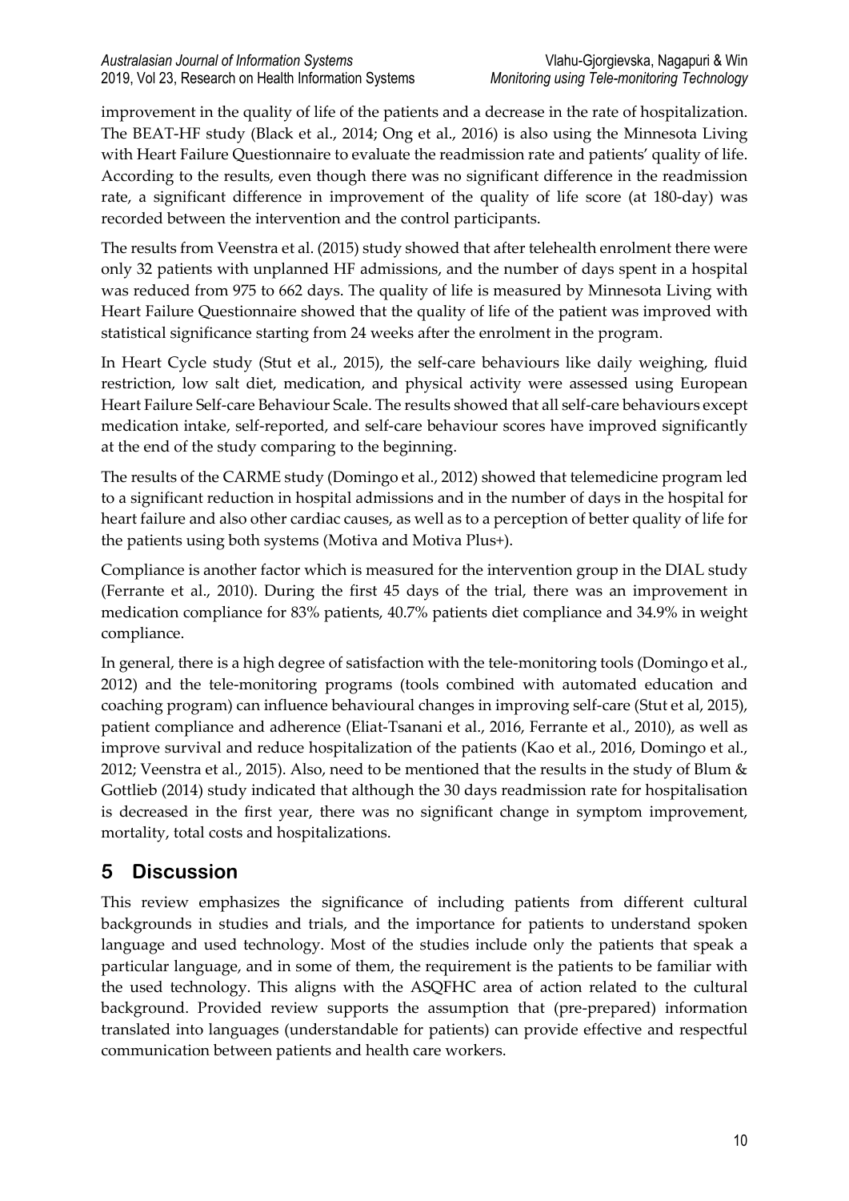improvement in the quality of life of the patients and a decrease in the rate of hospitalization. The BEAT-HF study (Black et al., 2014; Ong et al., 2016) is also using the Minnesota Living with Heart Failure Questionnaire to evaluate the readmission rate and patients' quality of life. According to the results, even though there was no significant difference in the readmission rate, a significant difference in improvement of the quality of life score (at 180-day) was recorded between the intervention and the control participants.

The results from Veenstra et al. (2015) study showed that after telehealth enrolment there were only 32 patients with unplanned HF admissions, and the number of days spent in a hospital was reduced from 975 to 662 days. The quality of life is measured by Minnesota Living with Heart Failure Questionnaire showed that the quality of life of the patient was improved with statistical significance starting from 24 weeks after the enrolment in the program.

In Heart Cycle study (Stut et al., 2015), the self-care behaviours like daily weighing, fluid restriction, low salt diet, medication, and physical activity were assessed using European Heart Failure Self-care Behaviour Scale. The results showed that all self-care behaviours except medication intake, self-reported, and self-care behaviour scores have improved significantly at the end of the study comparing to the beginning.

The results of the CARME study (Domingo et al., 2012) showed that telemedicine program led to a significant reduction in hospital admissions and in the number of days in the hospital for heart failure and also other cardiac causes, as well as to a perception of better quality of life for the patients using both systems (Motiva and Motiva Plus+).

Compliance is another factor which is measured for the intervention group in the DIAL study (Ferrante et al., 2010). During the first 45 days of the trial, there was an improvement in medication compliance for 83% patients, 40.7% patients diet compliance and 34.9% in weight compliance.

In general, there is a high degree of satisfaction with the tele-monitoring tools (Domingo et al., 2012) and the tele-monitoring programs (tools combined with automated education and coaching program) can influence behavioural changes in improving self-care (Stut et al, 2015), patient compliance and adherence (Eliat-Tsanani et al., 2016, Ferrante et al., 2010), as well as improve survival and reduce hospitalization of the patients (Kao et al., 2016, Domingo et al., 2012; Veenstra et al., 2015). Also, need to be mentioned that the results in the study of Blum & Gottlieb (2014) study indicated that although the 30 days readmission rate for hospitalisation is decreased in the first year, there was no significant change in symptom improvement, mortality, total costs and hospitalizations.

## 5 Discussion

This review emphasizes the significance of including patients from different cultural backgrounds in studies and trials, and the importance for patients to understand spoken language and used technology. Most of the studies include only the patients that speak a particular language, and in some of them, the requirement is the patients to be familiar with the used technology. This aligns with the ASQFHC area of action related to the cultural background. Provided review supports the assumption that (pre-prepared) information translated into languages (understandable for patients) can provide effective and respectful communication between patients and health care workers.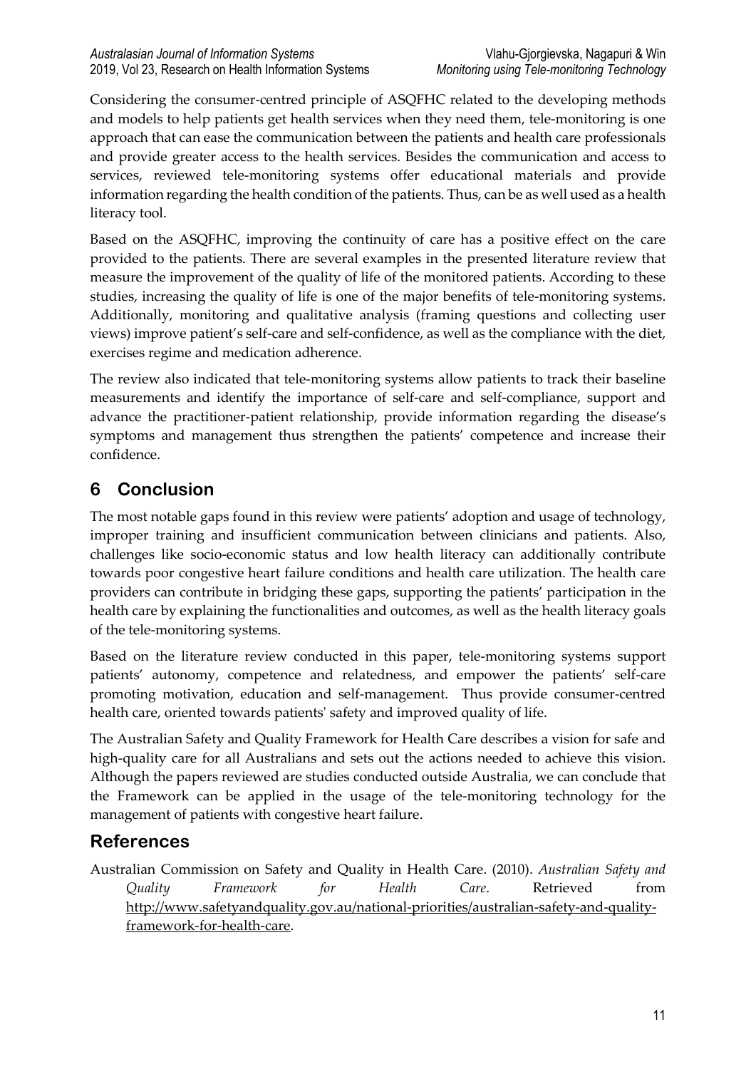Considering the consumer-centred principle of ASQFHC related to the developing methods and models to help patients get health services when they need them, tele-monitoring is one approach that can ease the communication between the patients and health care professionals and provide greater access to the health services. Besides the communication and access to services, reviewed tele-monitoring systems offer educational materials and provide information regarding the health condition of the patients. Thus, can be as well used as a health literacy tool.

Based on the ASQFHC, improving the continuity of care has a positive effect on the care provided to the patients. There are several examples in the presented literature review that measure the improvement of the quality of life of the monitored patients. According to these studies, increasing the quality of life is one of the major benefits of tele-monitoring systems. Additionally, monitoring and qualitative analysis (framing questions and collecting user views) improve patient's self-care and self-confidence, as well as the compliance with the diet, exercises regime and medication adherence.

The review also indicated that tele-monitoring systems allow patients to track their baseline measurements and identify the importance of self-care and self-compliance, support and advance the practitioner-patient relationship, provide information regarding the disease's symptoms and management thus strengthen the patients' competence and increase their confidence.

## 6 Conclusion

The most notable gaps found in this review were patients' adoption and usage of technology, improper training and insufficient communication between clinicians and patients. Also, challenges like socio-economic status and low health literacy can additionally contribute towards poor congestive heart failure conditions and health care utilization. The health care providers can contribute in bridging these gaps, supporting the patients' participation in the health care by explaining the functionalities and outcomes, as well as the health literacy goals of the tele-monitoring systems.

Based on the literature review conducted in this paper, tele-monitoring systems support patients' autonomy, competence and relatedness, and empower the patients' self-care promoting motivation, education and self-management. Thus provide consumer-centred health care, oriented towards patients' safety and improved quality of life.

The Australian Safety and Quality Framework for Health Care describes a vision for safe and high-quality care for all Australians and sets out the actions needed to achieve this vision. Although the papers reviewed are studies conducted outside Australia, we can conclude that the Framework can be applied in the usage of the tele-monitoring technology for the management of patients with congestive heart failure.

## References

Australian Commission on Safety and Quality in Health Care. (2010). *Australian Safety and Quality Framework for Health Care*. Retrieved from http://www.safetyandquality.gov.au/national-priorities/australian-safety-and-quality-framework-for-health-care.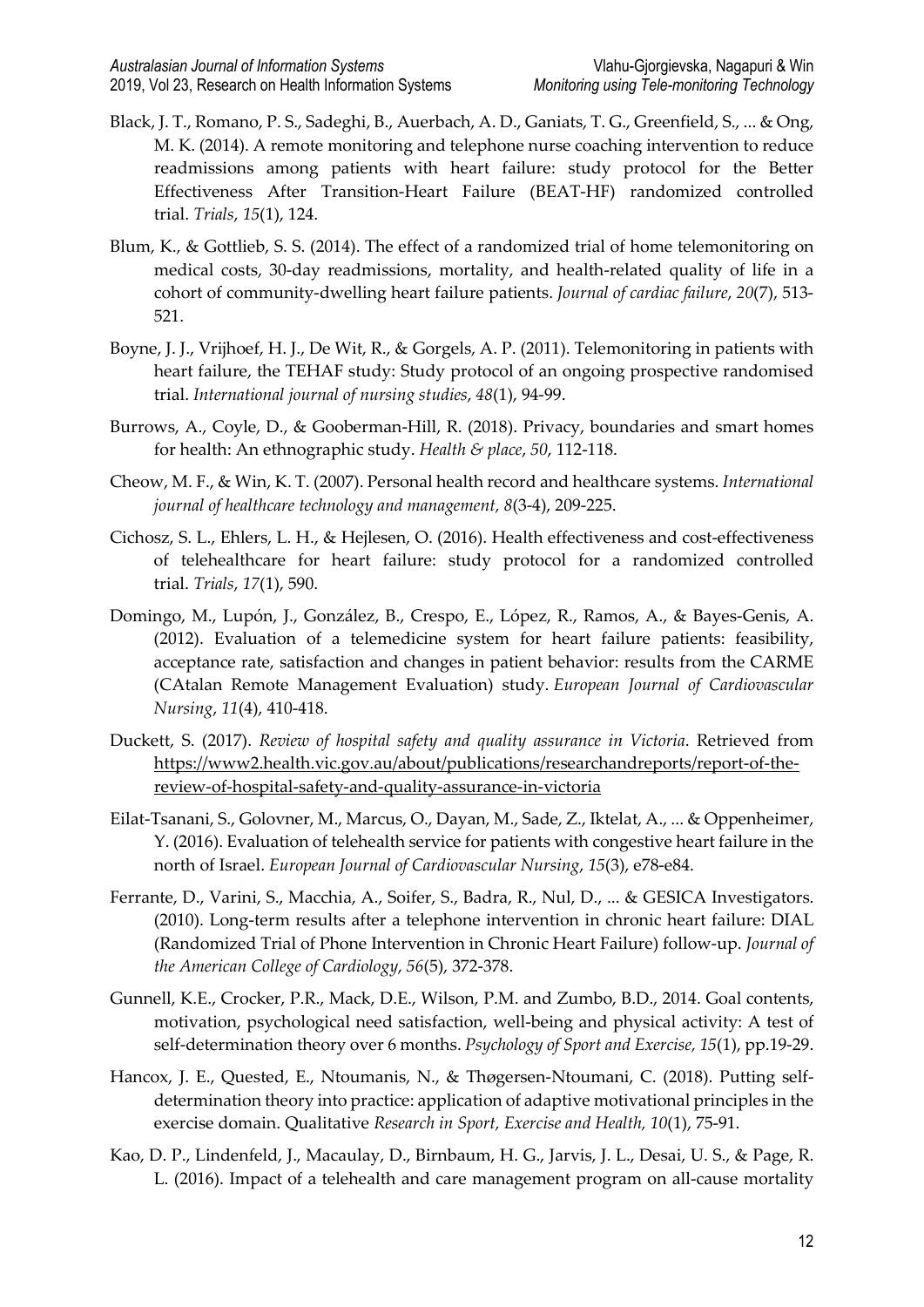Black, J. T., Romano, P. S., Sadeghi, B., Auerbach, A. D., Ganiats, T. G., Greenfield, S., ... & Ong, M. K. (2014). A remote monitoring and telephone nurse coaching intervention to reduce readmissions among patients with heart failure: study protocol for the Better Effectiveness After Transition-Heart Failure (BEAT-HF) randomized controlled trial. *Trials*, *15*(1), 124.

Blum, K., & Gottlieb, S. S. (2014). The effect of a randomized trial of home telemonitoring on medical costs, 30-day readmissions, mortality, and health-related quality of life in a cohort of community-dwelling heart failure patients. *Journal of cardiac failure*, *20*(7), 513-521.

Boyne, J. J., Vrijhoef, H. J., De Wit, R., & Gorgels, A. P. (2011). Telemonitoring in patients with heart failure, the TEHAF study: Study protocol of an ongoing prospective randomised trial. *International journal of nursing studies*, *48*(1), 94-99.

Burrows, A., Coyle, D., & Gooberman-Hill, R. (2018). Privacy, boundaries and smart homes for health: An ethnographic study. *Health & place*, *50*, 112-118.

Cheow, M. F., & Win, K. T. (2007). Personal health record and healthcare systems. *International journal of healthcare technology and management, 8*(3-4), 209-225.

Cichosz, S. L., Ehlers, L. H., & Hejlesen, O. (2016). Health effectiveness and cost-effectiveness of telehealthcare for heart failure: study protocol for a randomized controlled trial. *Trials*, *17*(1), 590.

Domingo, M., Lupón, J., González, B., Crespo, E., López, R., Ramos, A., & Bayes-Genis, A. (2012). Evaluation of a telemedicine system for heart failure patients: feasibility, acceptance rate, satisfaction and changes in patient behavior: results from the CARME (CAtalan Remote Management Evaluation) study. *European Journal of Cardiovascular Nursing*, *11*(4), 410-418.

Duckett, S. (2017). *Review of hospital safety and quality assurance in Victoria*. Retrieved from https://www2.health.vic.gov.au/about/publications/researchandreports/report-of-the-review-of-hospital-safety-and-quality-assurance-in-victoria

Eilat-Tsanani, S., Golovner, M., Marcus, O., Dayan, M., Sade, Z., Iktelat, A., ... & Oppenheimer, Y. (2016). Evaluation of telehealth service for patients with congestive heart failure in the north of Israel. *European Journal of Cardiovascular Nursing*, *15*(3), e78-e84.

Ferrante, D., Varini, S., Macchia, A., Soifer, S., Badra, R., Nul, D., ... & GESICA Investigators. (2010). Long-term results after a telephone intervention in chronic heart failure: DIAL (Randomized Trial of Phone Intervention in Chronic Heart Failure) follow-up. *Journal of the American College of Cardiology*, *56*(5), 372-378.

Gunnell, K.E., Crocker, P.R., Mack, D.E., Wilson, P.M. and Zumbo, B.D., 2014. Goal contents, motivation, psychological need satisfaction, well-being and physical activity: A test of self-determination theory over 6 months. *Psychology of Sport and Exercise, 15*(1), pp.19-29.

Hancox, J. E., Quested, E., Ntoumanis, N., & Thøgersen-Ntoumani, C. (2018). Putting self-determination theory into practice: application of adaptive motivational principles in the exercise domain. Qualitative *Research in Sport, Exercise and Health, 10*(1), 75-91.

Kao, D. P., Lindenfeld, J., Macaulay, D., Birnbaum, H. G., Jarvis, J. L., Desai, U. S., & Page, R. L. (2016). Impact of a telehealth and care management program on all-cause mortality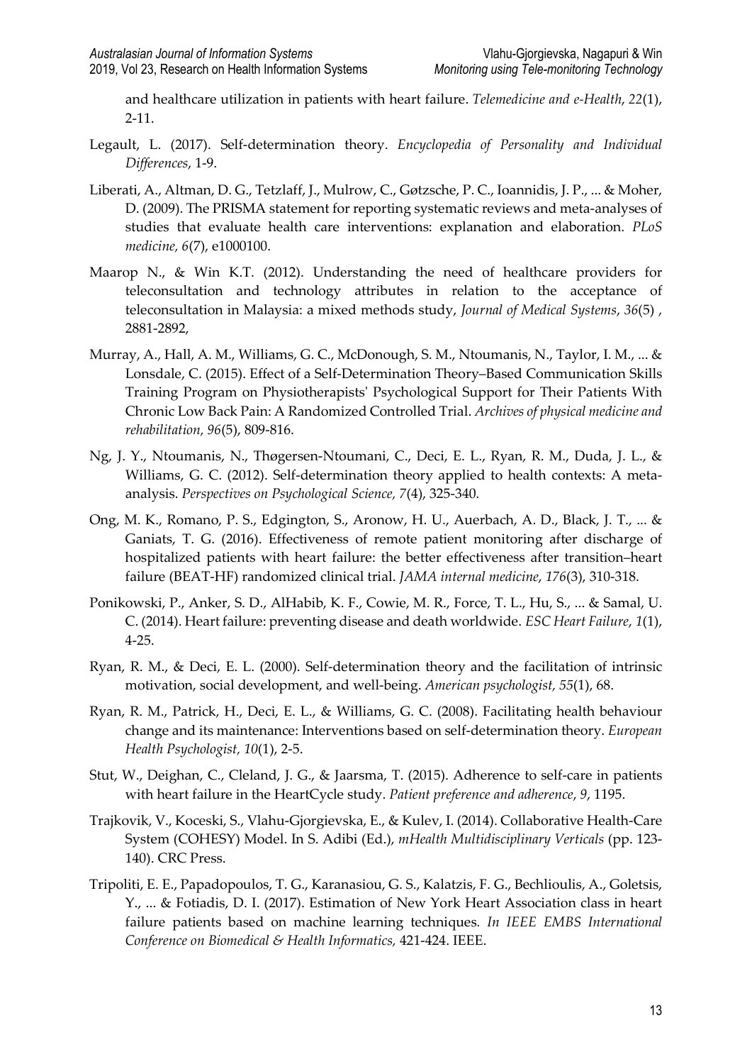and healthcare utilization in patients with heart failure. *Telemedicine and e-Health*, *22*(1), 2-11.

Legault, L. (2017). Self-determination theory. *Encyclopedia of Personality and Individual Differences*, 1-9.

Liberati, A., Altman, D. G., Tetzlaff, J., Mulrow, C., Gøtzsche, P. C., Ioannidis, J. P., ... & Moher, D. (2009). The PRISMA statement for reporting systematic reviews and meta-analyses of studies that evaluate health care interventions: explanation and elaboration. *PLoS medicine, 6*(7), e1000100.

Maarop N., & Win K.T. (2012). Understanding the need of healthcare providers for teleconsultation and technology attributes in relation to the acceptance of teleconsultation in Malaysia: a mixed methods study, *Journal of Medical Systems*, *36*(5) , 2881-2892,

Murray, A., Hall, A. M., Williams, G. C., McDonough, S. M., Ntoumanis, N., Taylor, I. M., ... & Lonsdale, C. (2015). Effect of a Self-Determination Theory–Based Communication Skills Training Program on Physiotherapists' Psychological Support for Their Patients With Chronic Low Back Pain: A Randomized Controlled Trial. *Archives of physical medicine and rehabilitation, 96*(5), 809-816.

Ng, J. Y., Ntoumanis, N., Thøgersen-Ntoumani, C., Deci, E. L., Ryan, R. M., Duda, J. L., & Williams, G. C. (2012). Self-determination theory applied to health contexts: A meta-analysis. *Perspectives on Psychological Science, 7*(4), 325-340.

Ong, M. K., Romano, P. S., Edgington, S., Aronow, H. U., Auerbach, A. D., Black, J. T., ... & Ganiats, T. G. (2016). Effectiveness of remote patient monitoring after discharge of hospitalized patients with heart failure: the better effectiveness after transition–heart failure (BEAT-HF) randomized clinical trial. *JAMA internal medicine*, *176*(3), 310-318.

Ponikowski, P., Anker, S. D., AlHabib, K. F., Cowie, M. R., Force, T. L., Hu, S., ... & Samal, U. C. (2014). Heart failure: preventing disease and death worldwide. *ESC Heart Failure*, *1*(1), 4-25.

Ryan, R. M., & Deci, E. L. (2000). Self-determination theory and the facilitation of intrinsic motivation, social development, and well-being. *American psychologist, 55*(1), 68.

Ryan, R. M., Patrick, H., Deci, E. L., & Williams, G. C. (2008). Facilitating health behaviour change and its maintenance: Interventions based on self-determination theory. *European Health Psychologist, 10*(1), 2-5.

Stut, W., Deighan, C., Cleland, J. G., & Jaarsma, T. (2015). Adherence to self-care in patients with heart failure in the HeartCycle study. *Patient preference and adherence*, *9*, 1195.

Trajkovik, V., Koceski, S., Vlahu-Gjorgievska, E., & Kulev, I. (2014). Collaborative Health-Care System (COHESY) Model. In S. Adibi (Ed.), *mHealth Multidisciplinary Verticals* (pp. 123-140). CRC Press.

Tripoliti, E. E., Papadopoulos, T. G., Karanasiou, G. S., Kalatzis, F. G., Bechlioulis, A., Goletsis, Y., ... & Fotiadis, D. I. (2017). Estimation of New York Heart Association class in heart failure patients based on machine learning techniques. *In IEEE EMBS International Conference on Biomedical & Health Informatics,* 421-424. IEEE.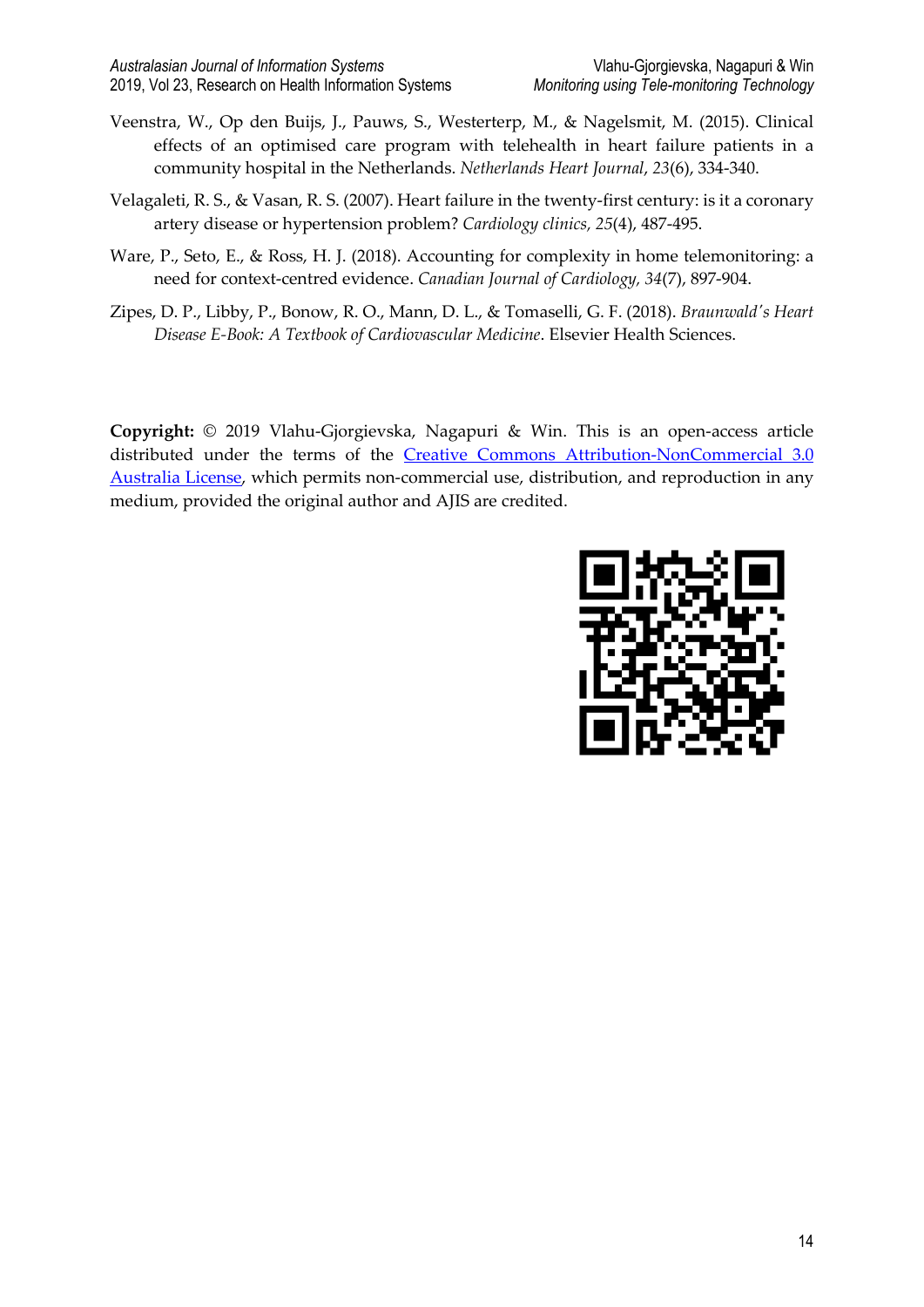Veenstra, W., Op den Buijs, J., Pauws, S., Westerterp, M., & Nagelsmit, M. (2015). Clinical effects of an optimised care program with telehealth in heart failure patients in a community hospital in the Netherlands. *Netherlands Heart Journal*, *23*(6), 334-340.

Velagaleti, R. S., & Vasan, R. S. (2007). Heart failure in the twenty-first century: is it a coronary artery disease or hypertension problem? *Cardiology clinics*, *25*(4), 487-495.

Ware, P., Seto, E., & Ross, H. J. (2018). Accounting for complexity in home telemonitoring: a need for context-centred evidence. *Canadian Journal of Cardiology*, *34*(7), 897-904.

Zipes, D. P., Libby, P., Bonow, R. O., Mann, D. L., & Tomaselli, G. F. (2018). *Braunwald's Heart Disease E-Book: A Textbook of Cardiovascular Medicine*. Elsevier Health Sciences.

**Copyright:** © 2019 Vlahu-Gjorgievska, Nagapuri & Win. This is an open-access article distributed under the terms of the [Creative Commons Attribution-NonCommercial 3.0 Australia License](), which permits non-commercial use, distribution, and reproduction in any medium, provided the original author and AJIS are credited.